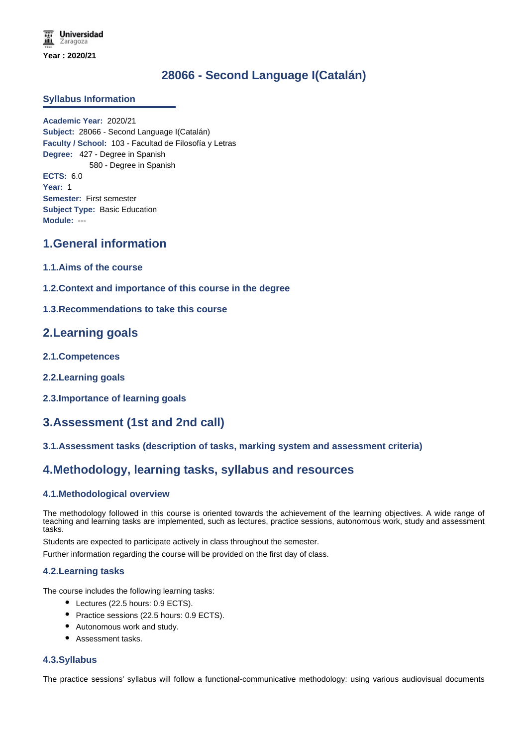Universidad Zaragoza

Year : 2020/21

# 28066 - Second Language I(Catalán)

### Syllabus Information

**Academic Year:** 2020/21
**Subject:** 28066 - Second Language I(Catalán)
**Faculty / School:** 103 - Facultad de Filosofía y Letras
**Degree:** 427 - Degree in Spanish
580 - Degree in Spanish
**ECTS:** 6.0
**Year:** 1
**Semester:** First semester
**Subject Type:** Basic Education
**Module:** ---

## 1.General information

### 1.1.Aims of the course

### 1.2.Context and importance of this course in the degree

### 1.3.Recommendations to take this course

## 2.Learning goals

### 2.1.Competences

### 2.2.Learning goals

### 2.3.Importance of learning goals

## 3.Assessment (1st and 2nd call)

### 3.1.Assessment tasks (description of tasks, marking system and assessment criteria)

## 4.Methodology, learning tasks, syllabus and resources

### 4.1.Methodological overview

The methodology followed in this course is oriented towards the achievement of the learning objectives. A wide range of teaching and learning tasks are implemented, such as lectures, practice sessions, autonomous work, study and assessment tasks.

Students are expected to participate actively in class throughout the semester.

Further information regarding the course will be provided on the first day of class.

### 4.2.Learning tasks

The course includes the following learning tasks:

- Lectures (22.5 hours: 0.9 ECTS).
- Practice sessions (22.5 hours: 0.9 ECTS).
- Autonomous work and study.
- Assessment tasks.

### 4.3.Syllabus

The practice sessions' syllabus will follow a functional-communicative methodology: using various audiovisual documents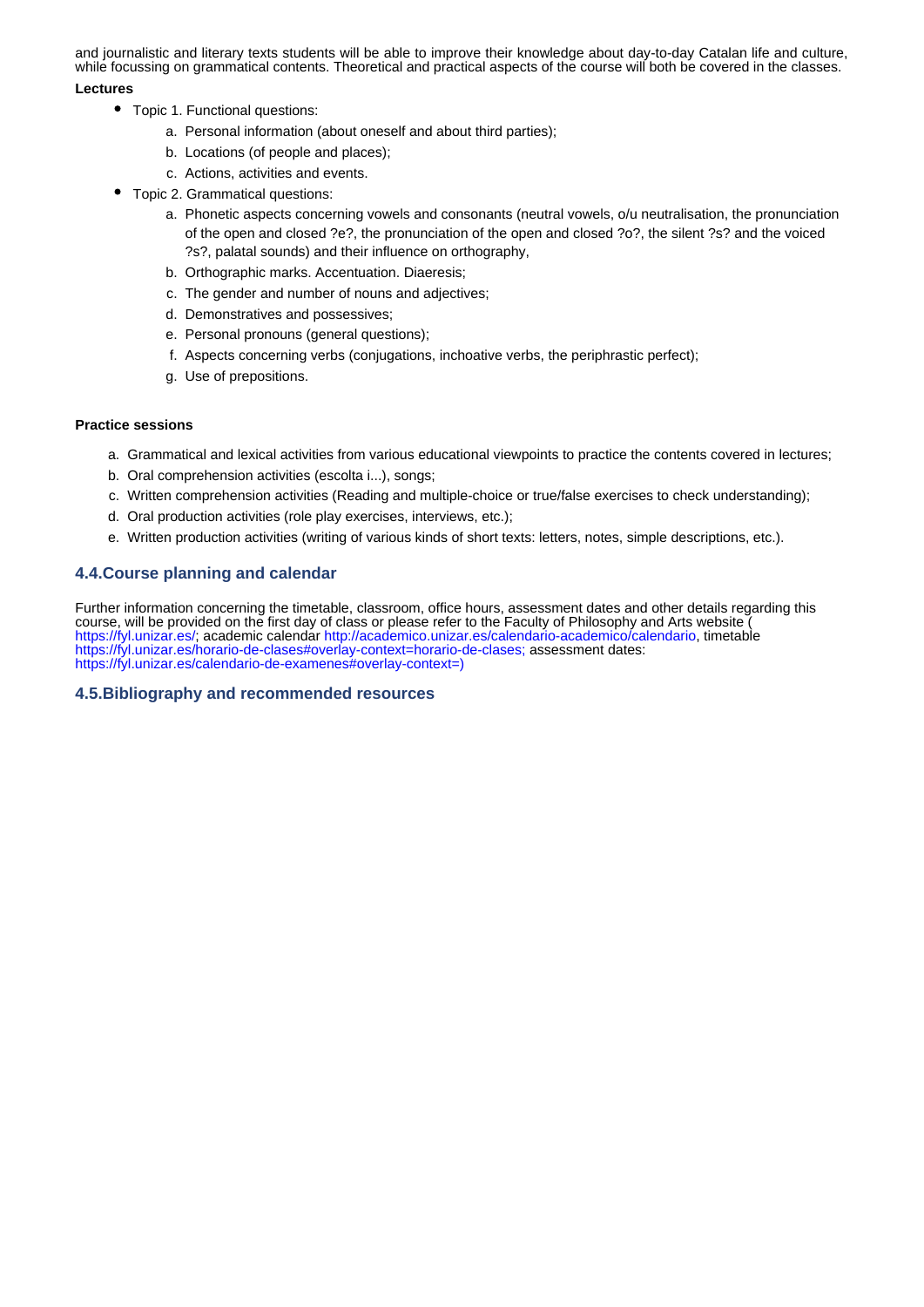and journalistic and literary texts students will be able to improve their knowledge about day-to-day Catalan life and culture, while focussing on grammatical contents. Theoretical and practical aspects of the course will both be covered in the classes.

**Lectures**

- Topic 1. Functional questions:
    a. Personal information (about oneself and about third parties);
    b. Locations (of people and places);
    c. Actions, activities and events.
- Topic 2. Grammatical questions:
    a. Phonetic aspects concerning vowels and consonants (neutral vowels, o/u neutralisation, the pronunciation of the open and closed ?e?, the pronunciation of the open and closed ?o?, the silent ?s? and the voiced ?s?, palatal sounds) and their influence on orthography,
    b. Orthographic marks. Accentuation. Diaeresis;
    c. The gender and number of nouns and adjectives;
    d. Demonstratives and possessives;
    e. Personal pronouns (general questions);
    f. Aspects concerning verbs (conjugations, inchoative verbs, the periphrastic perfect);
    g. Use of prepositions.

**Practice sessions**

a. Grammatical and lexical activities from various educational viewpoints to practice the contents covered in lectures;
b. Oral comprehension activities (escolta i...), songs;
c. Written comprehension activities (Reading and multiple-choice or true/false exercises to check understanding);
d. Oral production activities (role play exercises, interviews, etc.);
e. Written production activities (writing of various kinds of short texts: letters, notes, simple descriptions, etc.).

## 4.4.Course planning and calendar

Further information concerning the timetable, classroom, office hours, assessment dates and other details regarding this course, will be provided on the first day of class or please refer to the Faculty of Philosophy and Arts website ( https://fyl.unizar.es/; academic calendar http://academico.unizar.es/calendario-academico/calendario, timetable https://fyl.unizar.es/horario-de-clases#overlay-context=horario-de-clases; assessment dates: https://fyl.unizar.es/calendario-de-examenes#overlay-context=)

## 4.5.Bibliography and recommended resources